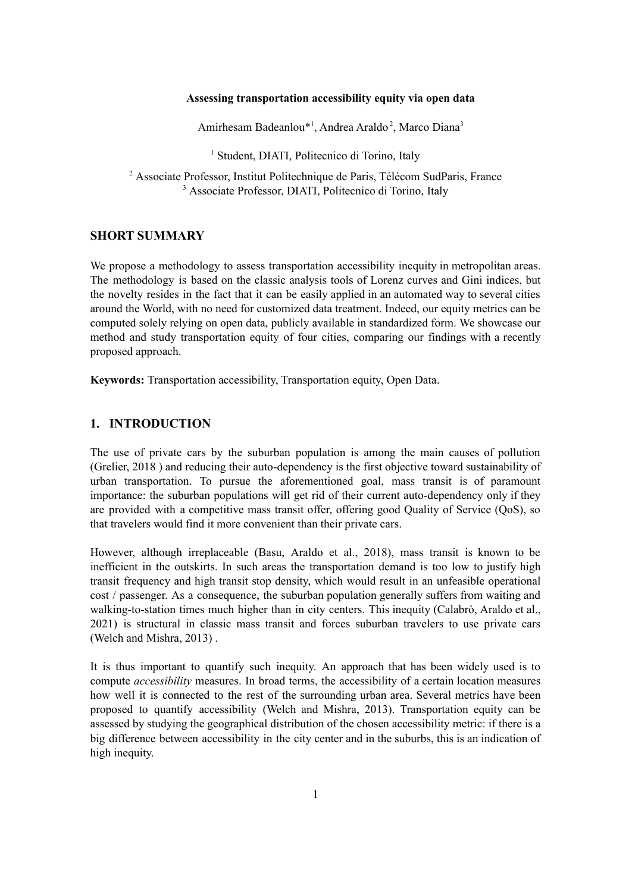**Assessing transportation accessibility equity via open data**

Amirhesam Badeanlou*[1], Andrea Araldo[2], Marco Diana[3]

[1] Student, DIATI, Politecnico di Torino, Italy

[2] Associate Professor, Institut Politechnique de Paris, Télécom SudParis, France
[3] Associate Professor, DIATI, Politecnico di Torino, Italy

## SHORT SUMMARY

We propose a methodology to assess transportation accessibility inequity in metropolitan areas. The methodology is based on the classic analysis tools of Lorenz curves and Gini indices, but the novelty resides in the fact that it can be easily applied in an automated way to several cities around the World, with no need for customized data treatment. Indeed, our equity metrics can be computed solely relying on open data, publicly available in standardized form. We showcase our method and study transportation equity of four cities, comparing our findings with a recently proposed approach.

**Keywords:** Transportation accessibility, Transportation equity, Open Data.

## 1. INTRODUCTION

The use of private cars by the suburban population is among the main causes of pollution (Grelier, 2018 ) and reducing their auto-dependency is the first objective toward sustainability of urban transportation. To pursue the aforementioned goal, mass transit is of paramount importance: the suburban populations will get rid of their current auto-dependency only if they are provided with a competitive mass transit offer, offering good Quality of Service (QoS), so that travelers would find it more convenient than their private cars.

However, although irreplaceable (Basu, Araldo et al., 2018), mass transit is known to be inefficient in the outskirts. In such areas the transportation demand is too low to justify high transit frequency and high transit stop density, which would result in an unfeasible operational cost / passenger. As a consequence, the suburban population generally suffers from waiting and walking-to-station times much higher than in city centers. This inequity (Calabrò, Araldo et al., 2021) is structural in classic mass transit and forces suburban travelers to use private cars (Welch and Mishra, 2013) .

It is thus important to quantify such inequity. An approach that has been widely used is to compute *accessibility* measures. In broad terms, the accessibility of a certain location measures how well it is connected to the rest of the surrounding urban area. Several metrics have been proposed to quantify accessibility (Welch and Mishra, 2013). Transportation equity can be assessed by studying the geographical distribution of the chosen accessibility metric: if there is a big difference between accessibility in the city center and in the suburbs, this is an indication of high inequity.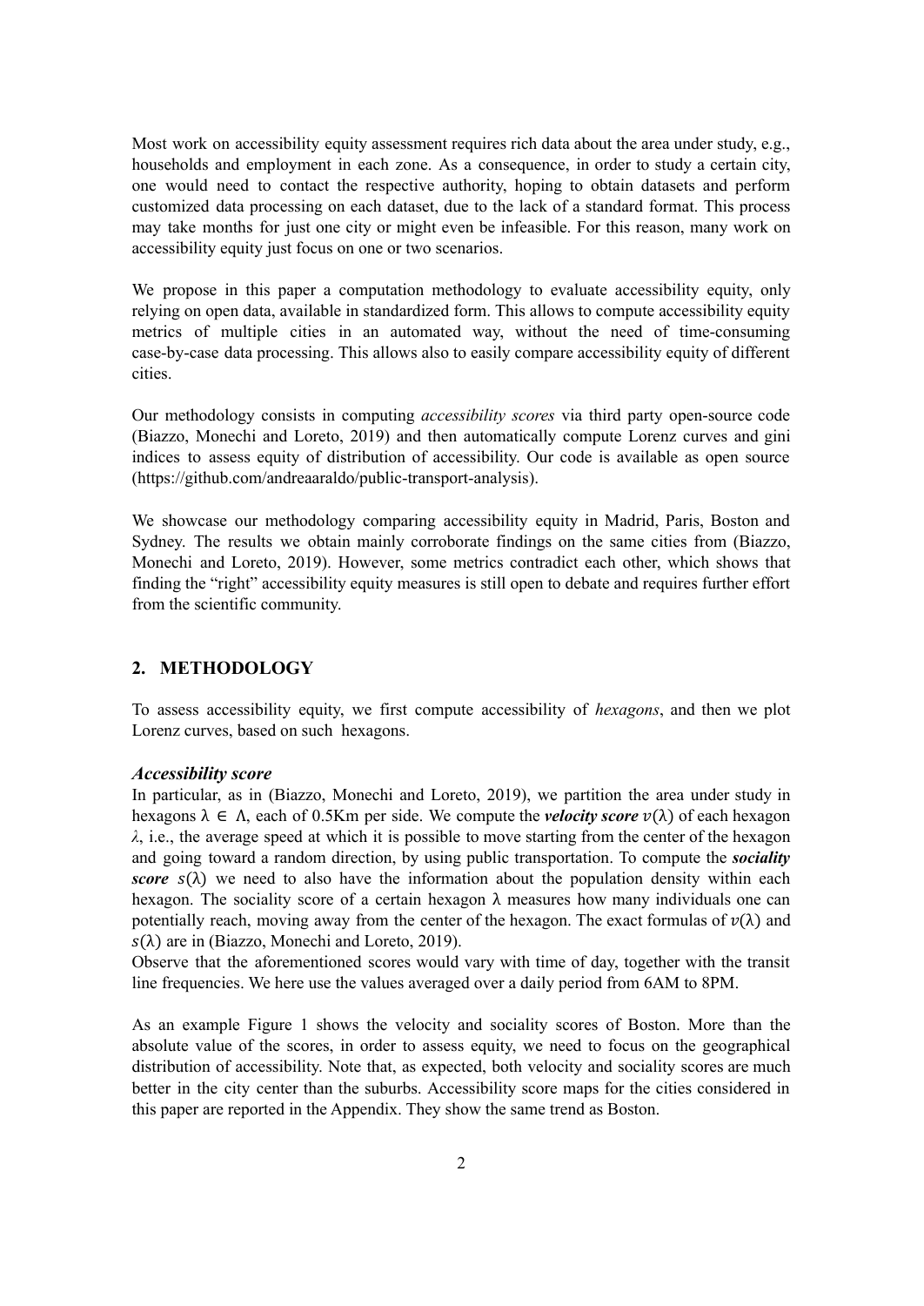Most work on accessibility equity assessment requires rich data about the area under study, e.g., households and employment in each zone. As a consequence, in order to study a certain city, one would need to contact the respective authority, hoping to obtain datasets and perform customized data processing on each dataset, due to the lack of a standard format. This process may take months for just one city or might even be infeasible. For this reason, many work on accessibility equity just focus on one or two scenarios.

We propose in this paper a computation methodology to evaluate accessibility equity, only relying on open data, available in standardized form. This allows to compute accessibility equity metrics of multiple cities in an automated way, without the need of time-consuming case-by-case data processing. This allows also to easily compare accessibility equity of different cities.

Our methodology consists in computing *accessibility scores* via third party open-source code (Biazzo, Monechi and Loreto, 2019) and then automatically compute Lorenz curves and gini indices to assess equity of distribution of accessibility. Our code is available as open source (https://github.com/andreaaraldo/public-transport-analysis).

We showcase our methodology comparing accessibility equity in Madrid, Paris, Boston and Sydney. The results we obtain mainly corroborate findings on the same cities from (Biazzo, Monechi and Loreto, 2019). However, some metrics contradict each other, which shows that finding the "right" accessibility equity measures is still open to debate and requires further effort from the scientific community.

## 2. METHODOLOGY

To assess accessibility equity, we first compute accessibility of *hexagons*, and then we plot Lorenz curves, based on such hexagons.

### *Accessibility score*

In particular, as in (Biazzo, Monechi and Loreto, 2019), we partition the area under study in hexagons $\lambda \in \Lambda$, each of 0.5Km per side. We compute the ***velocity score*** $v(\lambda)$ of each hexagon $\lambda$, i.e., the average speed at which it is possible to move starting from the center of the hexagon and going toward a random direction, by using public transportation. To compute the ***sociality score*** $s(\lambda)$ we need to also have the information about the population density within each hexagon. The sociality score of a certain hexagon $\lambda$ measures how many individuals one can potentially reach, moving away from the center of the hexagon. The exact formulas of $v(\lambda)$ and $s(\lambda)$ are in (Biazzo, Monechi and Loreto, 2019).
Observe that the aforementioned scores would vary with time of day, together with the transit line frequencies. We here use the values averaged over a daily period from 6AM to 8PM.

As an example Figure 1 shows the velocity and sociality scores of Boston. More than the absolute value of the scores, in order to assess equity, we need to focus on the geographical distribution of accessibility. Note that, as expected, both velocity and sociality scores are much better in the city center than the suburbs. Accessibility score maps for the cities considered in this paper are reported in the Appendix. They show the same trend as Boston.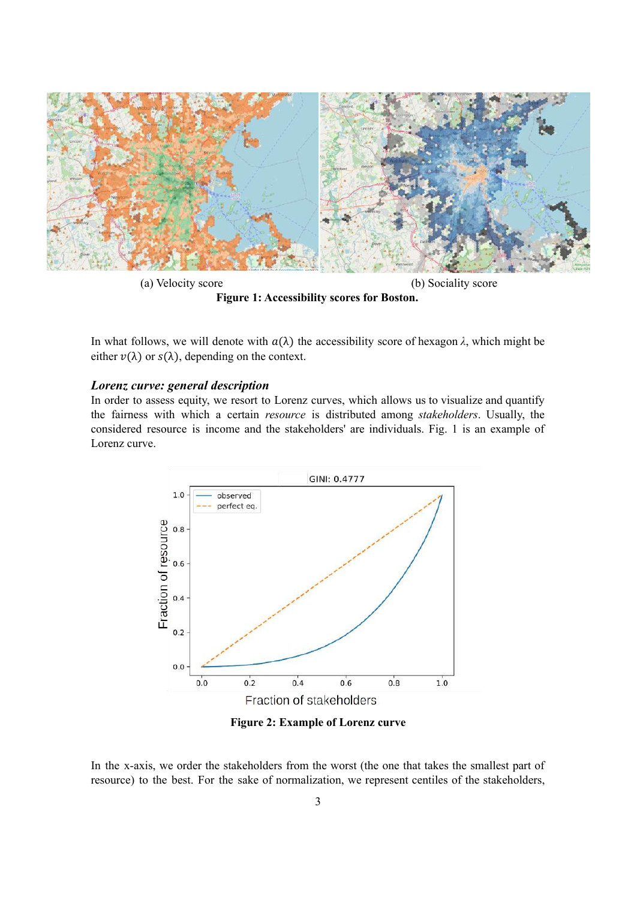(a) Velocity score (b) Sociality score

**Figure 1: Accessibility scores for Boston.**

In what follows, we will denote with $a(\lambda)$ the accessibility score of hexagon $\lambda$, which might be either $v(\lambda)$ or $s(\lambda)$, depending on the context.

### *Lorenz curve: general description*

In order to assess equity, we resort to Lorenz curves, which allows us to visualize and quantify the fairness with which a certain *resource* is distributed among *stakeholders*. Usually, the considered resource is income and the stakeholders' are individuals. Fig. 1 is an example of Lorenz curve.

**Figure 2: Example of Lorenz curve**

In the x-axis, we order the stakeholders from the worst (the one that takes the smallest part of resource) to the best. For the sake of normalization, we represent centiles of the stakeholders,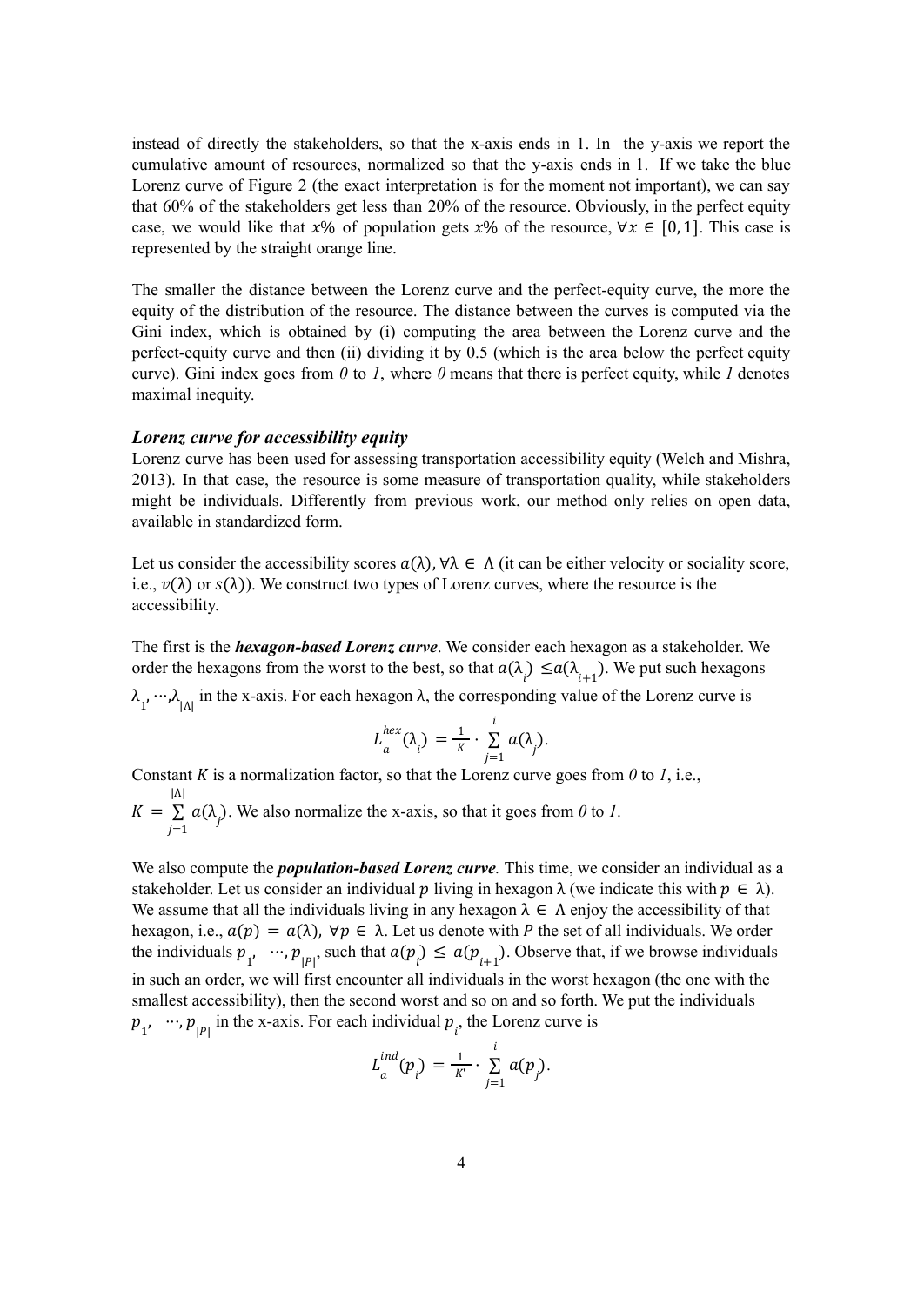instead of directly the stakeholders, so that the x-axis ends in 1. In the y-axis we report the cumulative amount of resources, normalized so that the y-axis ends in 1. If we take the blue Lorenz curve of Figure 2 (the exact interpretation is for the moment not important), we can say that 60% of the stakeholders get less than 20% of the resource. Obviously, in the perfect equity case, we would like that $x\%$ of population gets $x\%$ of the resource, $\forall x \in [0, 1]$. This case is represented by the straight orange line.

The smaller the distance between the Lorenz curve and the perfect-equity curve, the more the equity of the distribution of the resource. The distance between the curves is computed via the Gini index, which is obtained by (i) computing the area between the Lorenz curve and the perfect-equity curve and then (ii) dividing it by 0.5 (which is the area below the perfect equity curve). Gini index goes from *0* to *1*, where *0* means that there is perfect equity, while *1* denotes maximal inequity.

### *Lorenz curve for accessibility equity*

Lorenz curve has been used for assessing transportation accessibility equity (Welch and Mishra, 2013). In that case, the resource is some measure of transportation quality, while stakeholders might be individuals. Differently from previous work, our method only relies on open data, available in standardized form.

Let us consider the accessibility scores $a(\lambda), \forall \lambda \in \Lambda$ (it can be either velocity or sociality score, i.e., $v(\lambda)$ or $s(\lambda)$). We construct two types of Lorenz curves, where the resource is the accessibility.

The first is the ***hexagon-based Lorenz curve***. We consider each hexagon as a stakeholder. We order the hexagons from the worst to the best, so that $a(\lambda_i) \leq a(\lambda_{i+1})$. We put such hexagons $\lambda_1, \cdots, \lambda_{|\Lambda|}$ in the x-axis. For each hexagon $\lambda$, the corresponding value of the Lorenz curve is

$$L_a^{hex}(\lambda_i) = \frac{1}{K} \cdot \sum_{j=1}^{i} a(\lambda_j).$$

Constant *K* is a normalization factor, so that the Lorenz curve goes from *0* to *1*, i.e., $K = \sum_{j=1}^{|\Lambda|} a(\lambda_j)$. We also normalize the x-axis, so that it goes from *0* to *1*.

We also compute the ***population-based Lorenz curve***. This time, we consider an individual as a stakeholder. Let us consider an individual $p$ living in hexagon $\lambda$ (we indicate this with $p \in \lambda$). We assume that all the individuals living in any hexagon $\lambda \in \Lambda$ enjoy the accessibility of that hexagon, i.e., $a(p) = a(\lambda)$, $\forall p \in \lambda$. Let us denote with $P$ the set of all individuals. We order the individuals $p_1, \cdots, p_{|P|}$, such that $a(p_i) \leq a(p_{i+1})$. Observe that, if we browse individuals in such an order, we will first encounter all individuals in the worst hexagon (the one with the smallest accessibility), then the second worst and so on and so forth. We put the individuals $p_1, \cdots, p_{|P|}$ in the x-axis. For each individual $p_i$, the Lorenz curve is

$$L_a^{ind}(p_i) = \frac{1}{K'} \cdot \sum_{j=1}^{i} a(p_j).$$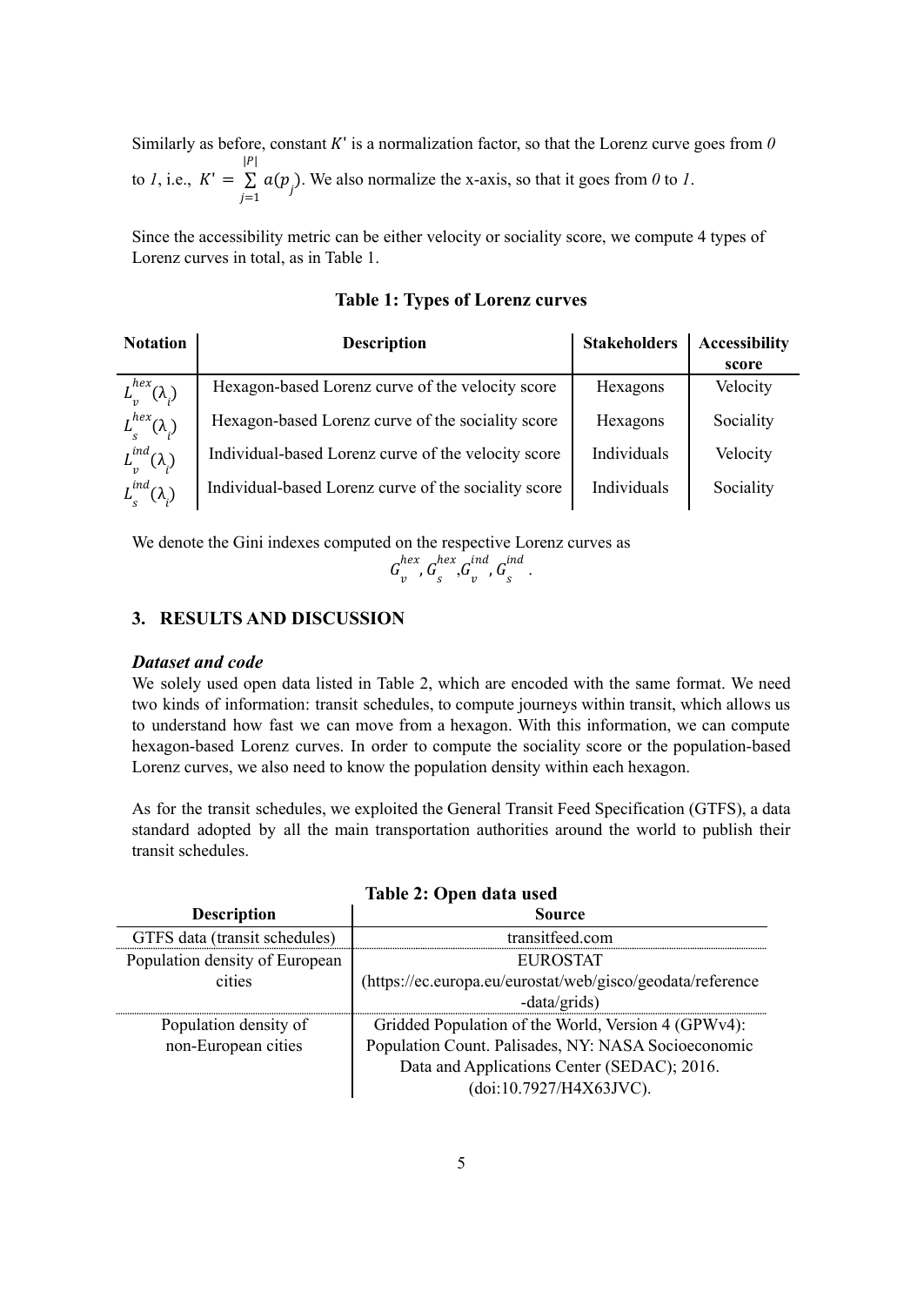Similarly as before, constant $K'$ is a normalization factor, so that the Lorenz curve goes from *0* to *1*, i.e., $K' = \sum_{j=1}^{|P|} a(p_j)$. We also normalize the x-axis, so that it goes from *0* to *1*.

Since the accessibility metric can be either velocity or sociality score, we compute 4 types of Lorenz curves in total, as in Table 1.

**Table 1: Types of Lorenz curves**

| Notation | Description | Stakeholders | Accessibility score |
|---|---|---|---|
| $L_v^{hex}(\lambda_i)$ | Hexagon-based Lorenz curve of the velocity score | Hexagons | Velocity |
| $L_s^{hex}(\lambda_i)$ | Hexagon-based Lorenz curve of the sociality score | Hexagons | Sociality |
| $L_v^{ind}(\lambda_i)$ | Individual-based Lorenz curve of the velocity score | Individuals | Velocity |
| $L_s^{ind}(\lambda_i)$ | Individual-based Lorenz curve of the sociality score | Individuals | Sociality |

We denote the Gini indexes computed on the respective Lorenz curves as

$$G_v^{hex}, G_s^{hex}, G_v^{ind}, G_s^{ind}.$$

## 3. RESULTS AND DISCUSSION

### *Dataset and code*

We solely used open data listed in Table 2, which are encoded with the same format. We need two kinds of information: transit schedules, to compute journeys within transit, which allows us to understand how fast we can move from a hexagon. With this information, we can compute hexagon-based Lorenz curves. In order to compute the sociality score or the population-based Lorenz curves, we also need to know the population density within each hexagon.

As for the transit schedules, we exploited the General Transit Feed Specification (GTFS), a data standard adopted by all the main transportation authorities around the world to publish their transit schedules.

**Table 2: Open data used**

| Description | Source |
|---|---|
| GTFS data (transit schedules) | transitfeed.com |
| Population density of European cities | EUROSTAT (https://ec.europa.eu/eurostat/web/gisco/geodata/reference-data/grids) |
| Population density of non-European cities | Gridded Population of the World, Version 4 (GPWv4): Population Count. Palisades, NY: NASA Socioeconomic Data and Applications Center (SEDAC); 2016. (doi:10.7927/H4X63JVC). |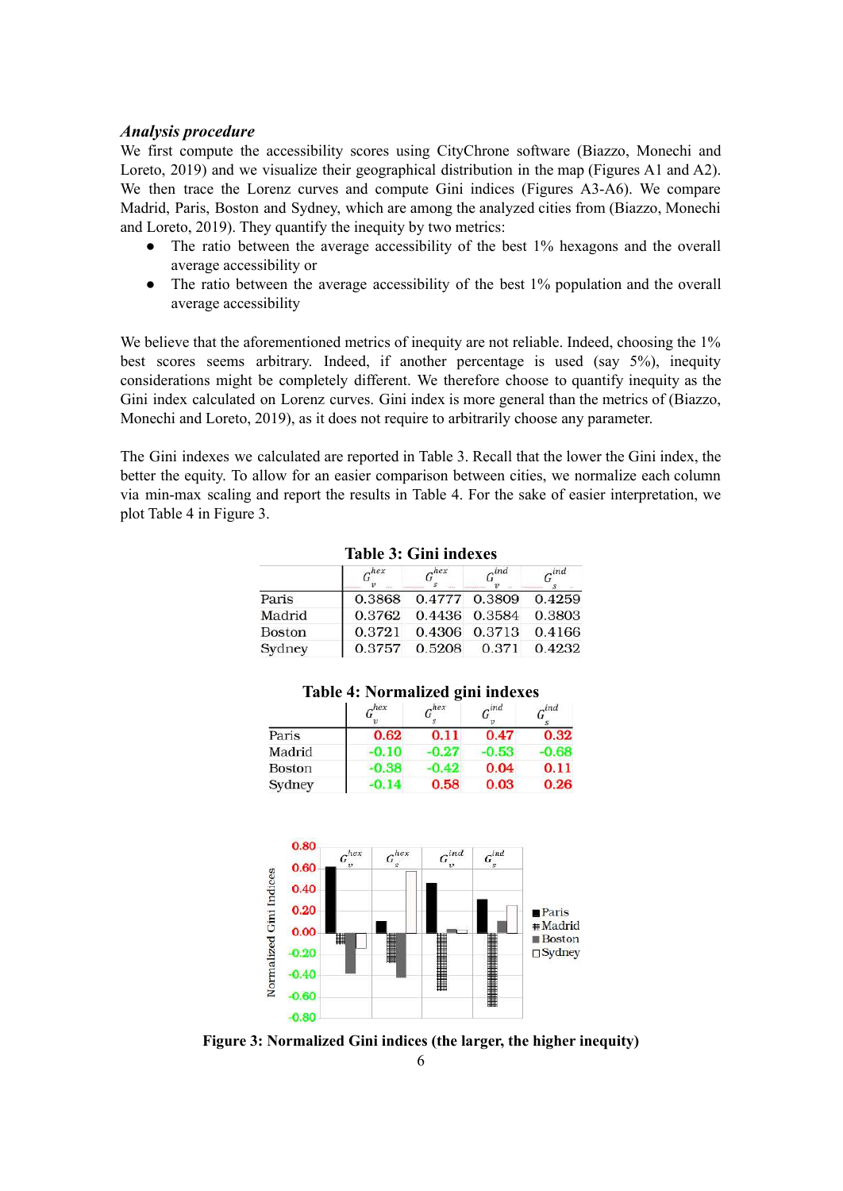### *Analysis procedure*

We first compute the accessibility scores using CityChrone software (Biazzo, Monechi and Loreto, 2019) and we visualize their geographical distribution in the map (Figures A1 and A2). We then trace the Lorenz curves and compute Gini indices (Figures A3-A6). We compare Madrid, Paris, Boston and Sydney, which are among the analyzed cities from (Biazzo, Monechi and Loreto, 2019). They quantify the inequity by two metrics:

- The ratio between the average accessibility of the best 1% hexagons and the overall average accessibility or
- The ratio between the average accessibility of the best 1% population and the overall average accessibility

We believe that the aforementioned metrics of inequity are not reliable. Indeed, choosing the 1% best scores seems arbitrary. Indeed, if another percentage is used (say 5%), inequity considerations might be completely different. We therefore choose to quantify inequity as the Gini index calculated on Lorenz curves. Gini index is more general than the metrics of (Biazzo, Monechi and Loreto, 2019), as it does not require to arbitrarily choose any parameter.

The Gini indexes we calculated are reported in Table 3. Recall that the lower the Gini index, the better the equity. To allow for an easier comparison between cities, we normalize each column via min-max scaling and report the results in Table 4. For the sake of easier interpretation, we plot Table 4 in Figure 3.

**Table 3: Gini indexes**

| | $G_v^{hex}$ | $G_s^{hex}$ | $G_v^{ind}$ | $G_s^{ind}$ |
|---|---|---|---|---|
| Paris | 0.3868 | 0.4777 | 0.3809 | 0.4259 |
| Madrid | 0.3762 | 0.4436 | 0.3584 | 0.3803 |
| Boston | 0.3721 | 0.4306 | 0.3713 | 0.4166 |
| Sydney | 0.3757 | 0.5208 | 0.371 | 0.4232 |

**Table 4: Normalized gini indexes**

| | $G_v^{hex}$ | $G_s^{hex}$ | $G_v^{ind}$ | $G_s^{ind}$ |
|---|---|---|---|---|
| Paris | 0.62 | 0.11 | 0.47 | 0.32 |
| Madrid | -0.10 | -0.27 | -0.53 | -0.68 |
| Boston | -0.38 | -0.42 | 0.04 | 0.11 |
| Sydney | -0.14 | 0.58 | 0.03 | 0.26 |

Normalized Gini Indices
0.80
0.60
0.40
0.20
0.00
-0.20
-0.40
-0.60
-0.80
$G_v^{hex}$ $G_s^{hex}$ $G_v^{ind}$ $G_s^{ind}$
Paris
Madrid
Boston
Sydney

**Figure 3: Normalized Gini indices (the larger, the higher inequity)**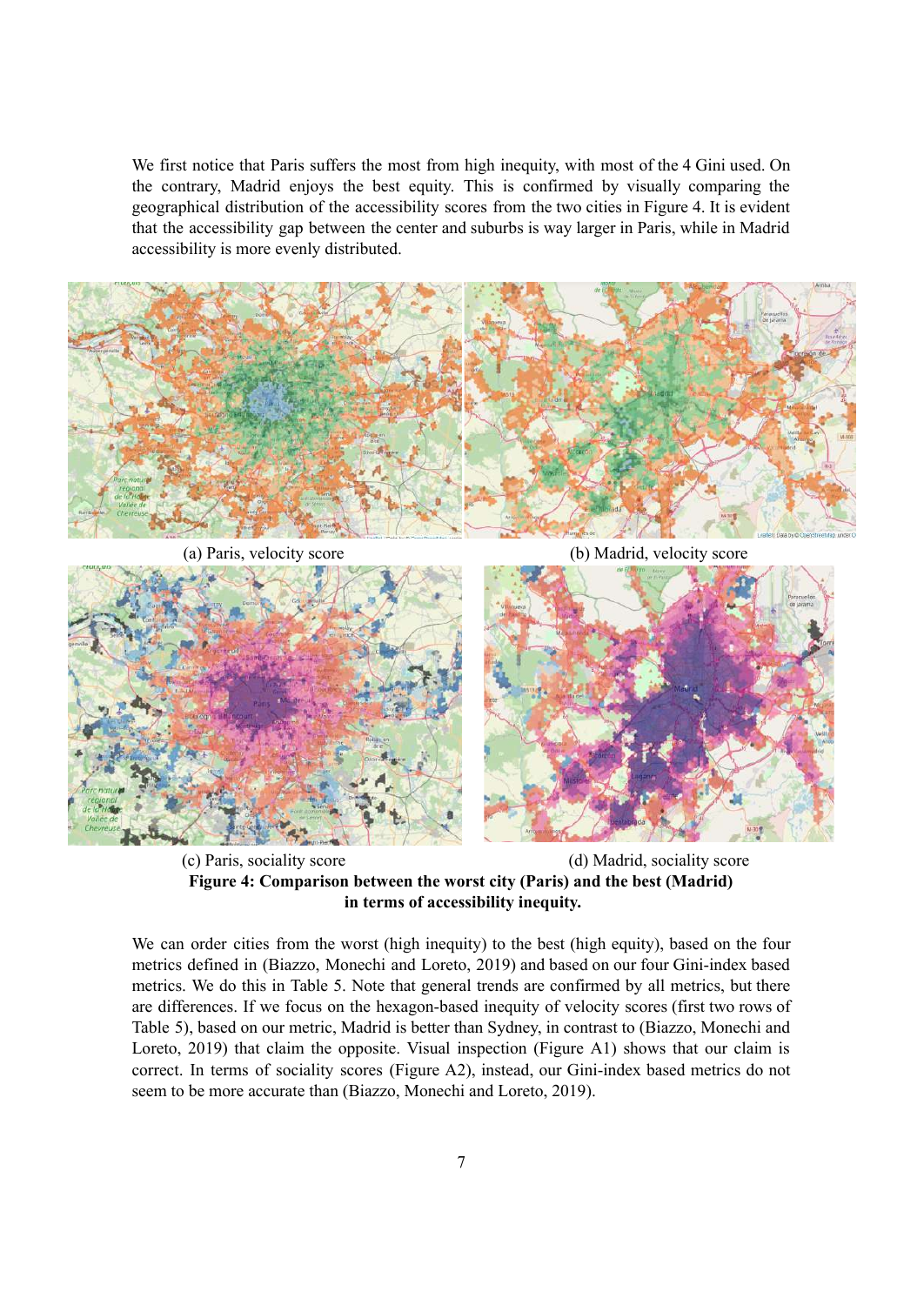We first notice that Paris suffers the most from high inequity, with most of the 4 Gini used. On the contrary, Madrid enjoys the best equity. This is confirmed by visually comparing the geographical distribution of the accessibility scores from the two cities in Figure 4. It is evident that the accessibility gap between the center and suburbs is way larger in Paris, while in Madrid accessibility is more evenly distributed.

(a) Paris, velocity score

(b) Madrid, velocity score

(c) Paris, sociality score

(d) Madrid, sociality score

**Figure 4: Comparison between the worst city (Paris) and the best (Madrid) in terms of accessibility inequity.**

We can order cities from the worst (high inequity) to the best (high equity), based on the four metrics defined in (Biazzo, Monechi and Loreto, 2019) and based on our four Gini-index based metrics. We do this in Table 5. Note that general trends are confirmed by all metrics, but there are differences. If we focus on the hexagon-based inequity of velocity scores (first two rows of Table 5), based on our metric, Madrid is better than Sydney, in contrast to (Biazzo, Monechi and Loreto, 2019) that claim the opposite. Visual inspection (Figure A1) shows that our claim is correct. In terms of sociality scores (Figure A2), instead, our Gini-index based metrics do not seem to be more accurate than (Biazzo, Monechi and Loreto, 2019).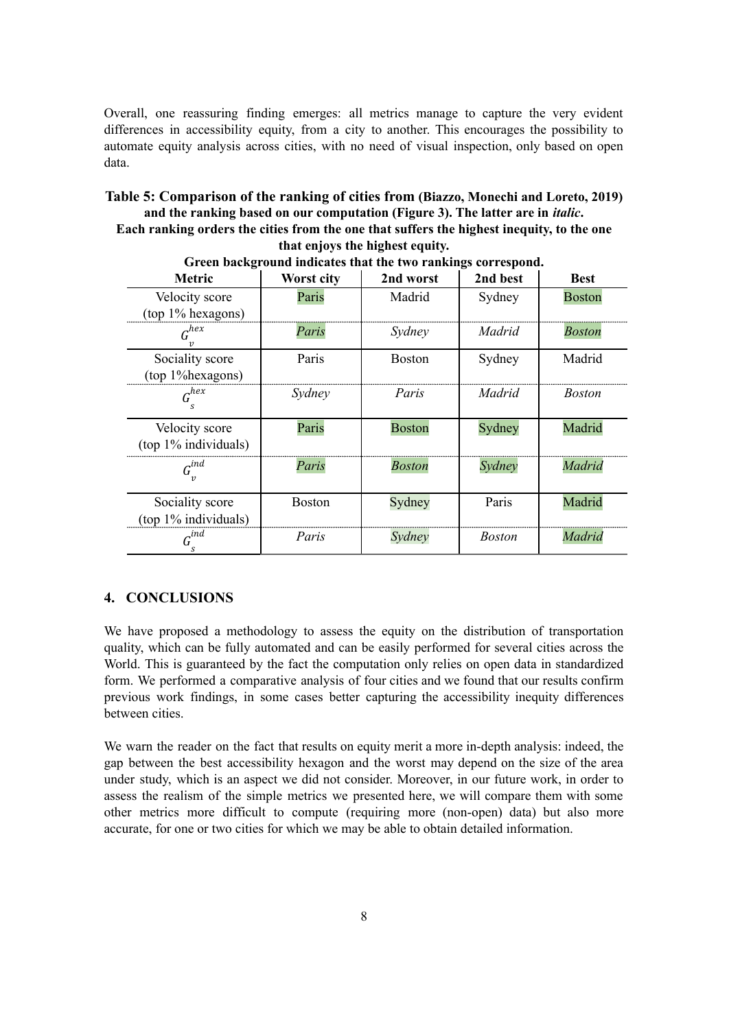Overall, one reassuring finding emerges: all metrics manage to capture the very evident differences in accessibility equity, from a city to another. This encourages the possibility to automate equity analysis across cities, with no need of visual inspection, only based on open data.

**Table 5: Comparison of the ranking of cities from (Biazzo, Monechi and Loreto, 2019) and the ranking based on our computation (Figure 3). The latter are in *italic*.**
**Each ranking orders the cities from the one that suffers the highest inequity, to the one that enjoys the highest equity.**
**Green background indicates that the two rankings correspond.**

| Metric | Worst city | 2nd worst | 2nd best | Best |
|---|---|---|---|---|
| Velocity score (top 1% hexagons) | Paris | Madrid | Sydney | Boston |
| $G_v^{hex}$ | *Paris* | *Sydney* | *Madrid* | *Boston* |
| Sociality score (top 1%hexagons) | Paris | Boston | Sydney | Madrid |
| $G_s^{hex}$ | *Sydney* | *Paris* | *Madrid* | *Boston* |
| Velocity score (top 1% individuals) | Paris | Boston | Sydney | Madrid |
| $G_v^{ind}$ | *Paris* | *Boston* | *Sydney* | *Madrid* |
| Sociality score (top 1% individuals) | Boston | Sydney | Paris | Madrid |
| $G_s^{ind}$ | *Paris* | *Sydney* | *Boston* | *Madrid* |

## 4. CONCLUSIONS

We have proposed a methodology to assess the equity on the distribution of transportation quality, which can be fully automated and can be easily performed for several cities across the World. This is guaranteed by the fact the computation only relies on open data in standardized form. We performed a comparative analysis of four cities and we found that our results confirm previous work findings, in some cases better capturing the accessibility inequity differences between cities.

We warn the reader on the fact that results on equity merit a more in-depth analysis: indeed, the gap between the best accessibility hexagon and the worst may depend on the size of the area under study, which is an aspect we did not consider. Moreover, in our future work, in order to assess the realism of the simple metrics we presented here, we will compare them with some other metrics more difficult to compute (requiring more (non-open) data) but also more accurate, for one or two cities for which we may be able to obtain detailed information.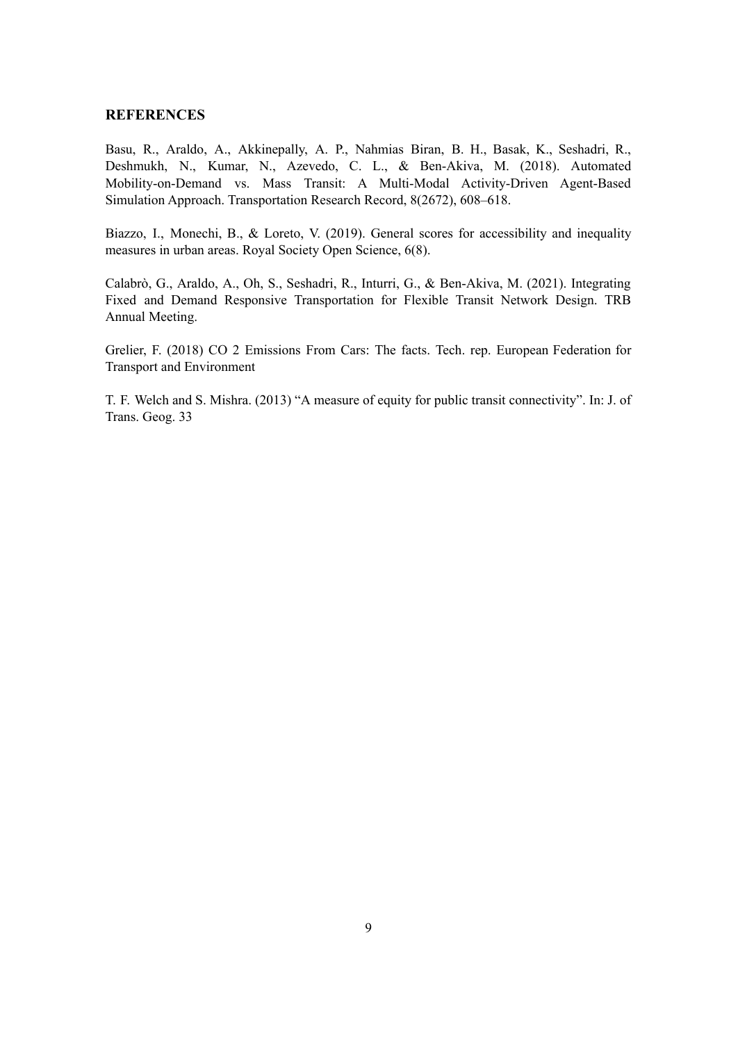## REFERENCES

Basu, R., Araldo, A., Akkinepally, A. P., Nahmias Biran, B. H., Basak, K., Seshadri, R., Deshmukh, N., Kumar, N., Azevedo, C. L., & Ben-Akiva, M. (2018). Automated Mobility-on-Demand vs. Mass Transit: A Multi-Modal Activity-Driven Agent-Based Simulation Approach. Transportation Research Record, 8(2672), 608–618.

Biazzo, I., Monechi, B., & Loreto, V. (2019). General scores for accessibility and inequality measures in urban areas. Royal Society Open Science, 6(8).

Calabrò, G., Araldo, A., Oh, S., Seshadri, R., Inturri, G., & Ben-Akiva, M. (2021). Integrating Fixed and Demand Responsive Transportation for Flexible Transit Network Design. TRB Annual Meeting.

Grelier, F. (2018) CO 2 Emissions From Cars: The facts. Tech. rep. European Federation for Transport and Environment

T. F. Welch and S. Mishra. (2013) "A measure of equity for public transit connectivity". In: J. of Trans. Geog. 33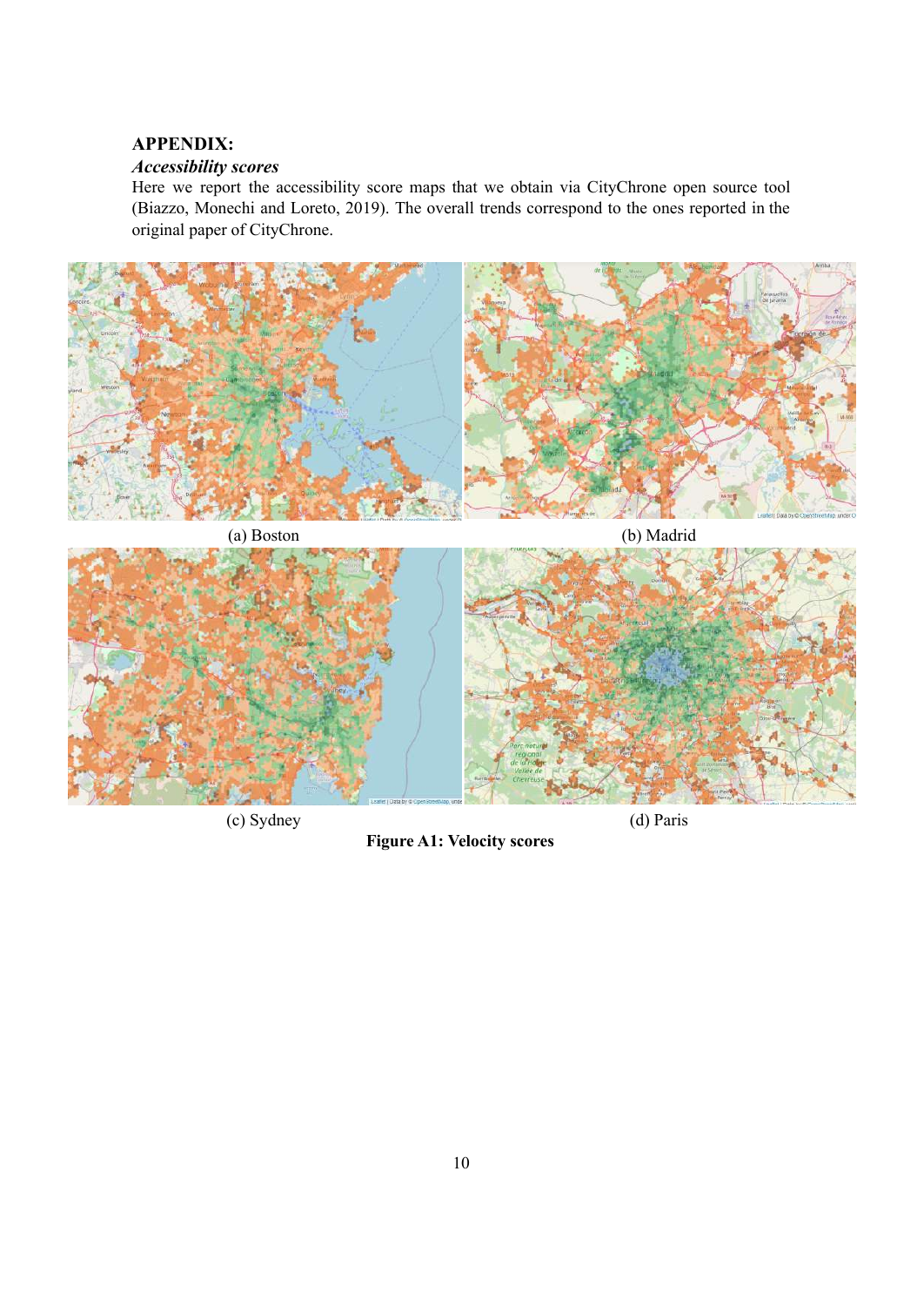## APPENDIX:

### *Accessibility scores*

Here we report the accessibility score maps that we obtain via CityChrone open source tool (Biazzo, Monechi and Loreto, 2019). The overall trends correspond to the ones reported in the original paper of CityChrone.

(a) Boston

(b) Madrid

(c) Sydney

(d) Paris

**Figure A1: Velocity scores**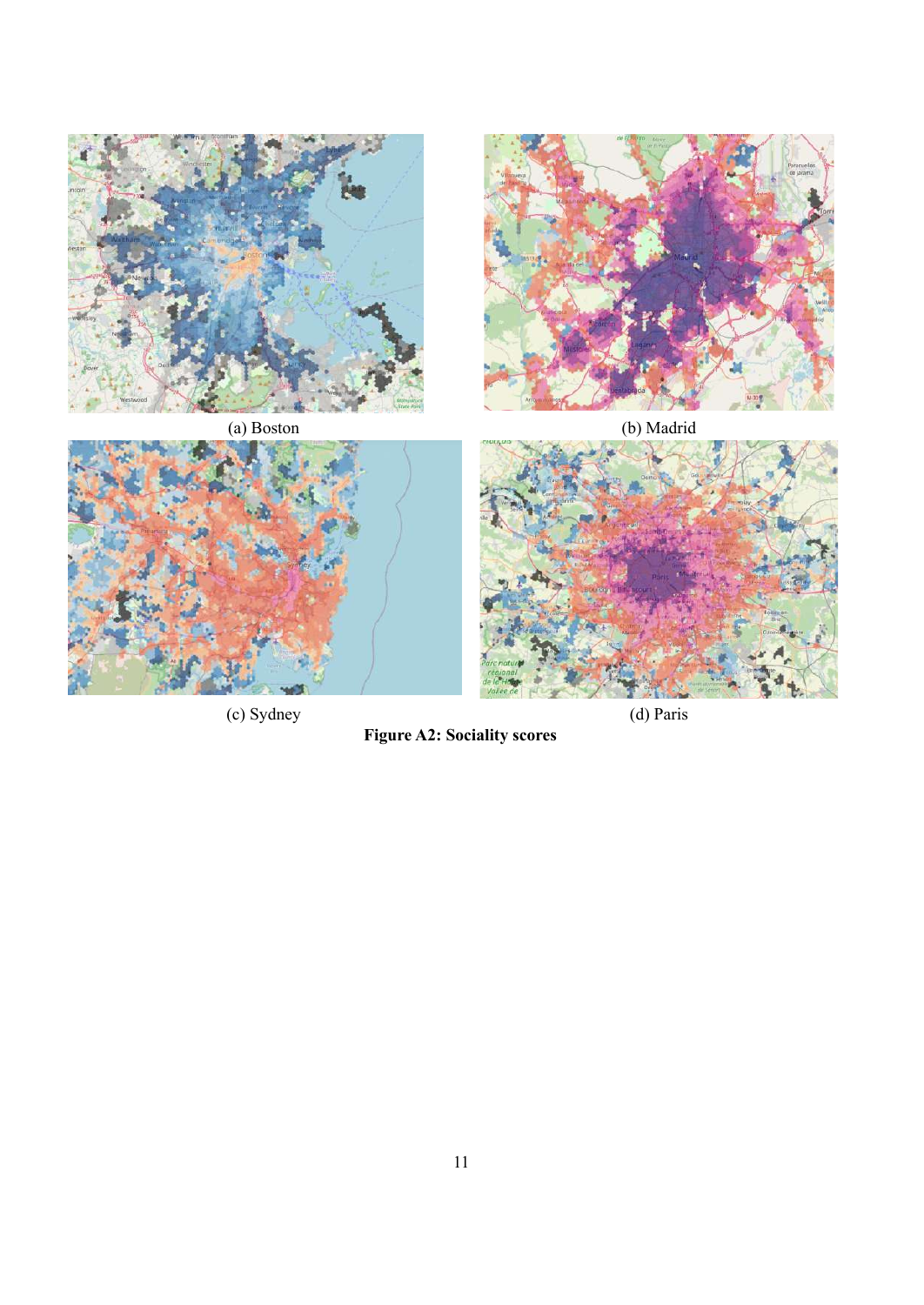(a) Boston

(b) Madrid

(c) Sydney

(d) Paris

**Figure A2: Sociality scores**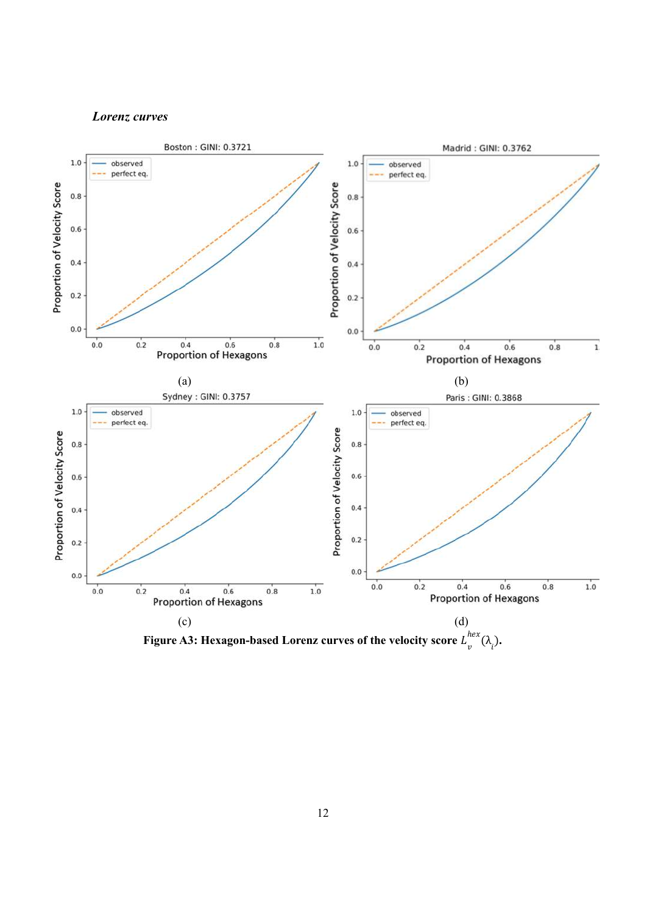***Lorenz curves***

Boston : GINI: 0.3721

observed
perfect eq.

Proportion of Velocity Score

Proportion of Hexagons

0.0 0.2 0.4 0.6 0.8 1.0

(a)

Madrid : GINI: 0.3762

observed
perfect eq.

Proportion of Velocity Score

Proportion of Hexagons

0.0 0.2 0.4 0.6 0.8 1.0

(b)

Sydney : GINI: 0.3757

observed
perfect eq.

Proportion of Velocity Score

Proportion of Hexagons

0.0 0.2 0.4 0.6 0.8 1.0

(c)

Paris : GINI: 0.3868

observed
perfect eq.

Proportion of Velocity Score

Proportion of Hexagons

0.0 0.2 0.4 0.6 0.8 1.0

(d)

**Figure A3: Hexagon-based Lorenz curves of the velocity score $L_v^{hex}(\lambda_i)$.**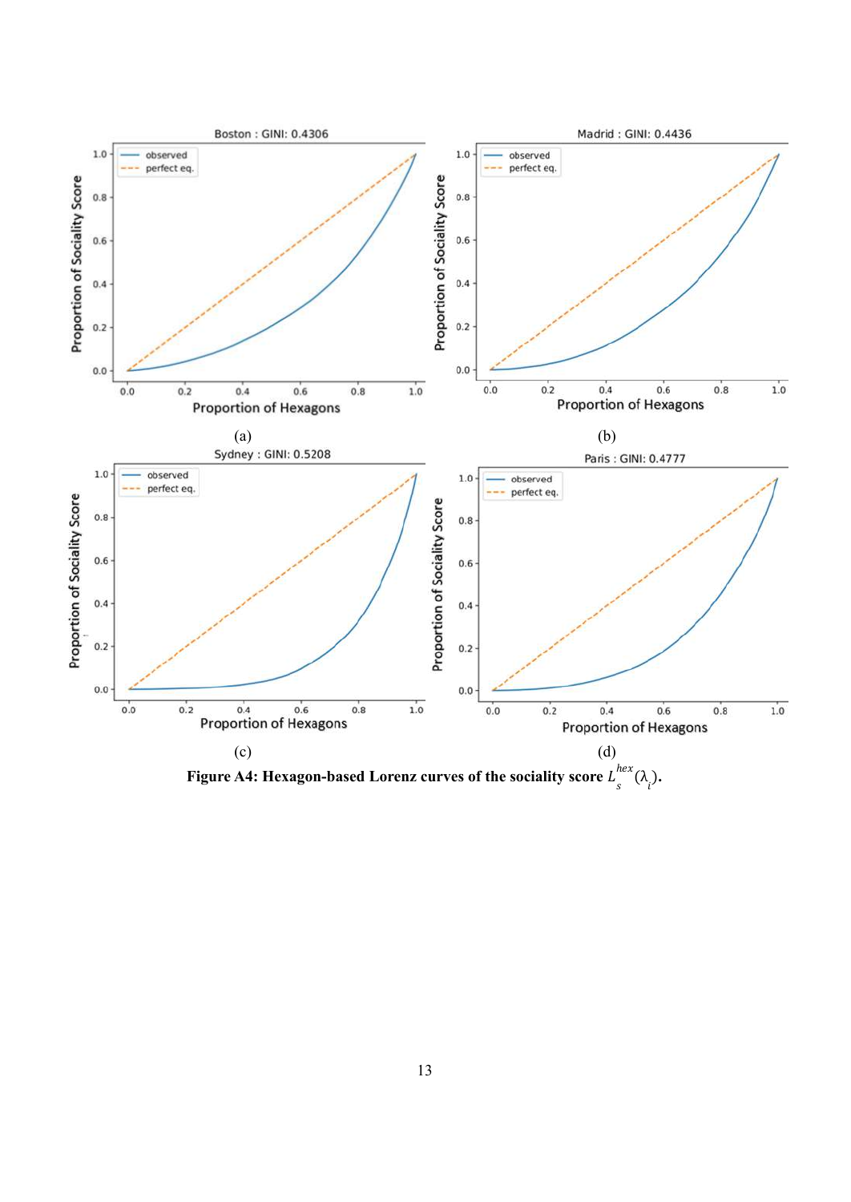Boston : GINI: 0.4306

observed
perfect eq.

Proportion of Sociality Score

Proportion of Hexagons

0.0 0.2 0.4 0.6 0.8 1.0

(a)

Madrid : GINI: 0.4436

observed
perfect eq.

Proportion of Sociality Score

Proportion of Hexagons

0.0 0.2 0.4 0.6 0.8 1.0

(b)

Sydney : GINI: 0.5208

observed
perfect eq.

Proportion of Sociality Score

Proportion of Hexagons

0.0 0.2 0.4 0.6 0.8 1.0

(c)

Paris : GINI: 0.4777

observed
perfect eq.

Proportion of Sociality Score

Proportion of Hexagons

0.0 0.2 0.4 0.6 0.8 1.0

(d)

**Figure A4: Hexagon-based Lorenz curves of the sociality score $L_s^{hex}(\lambda_i)$.**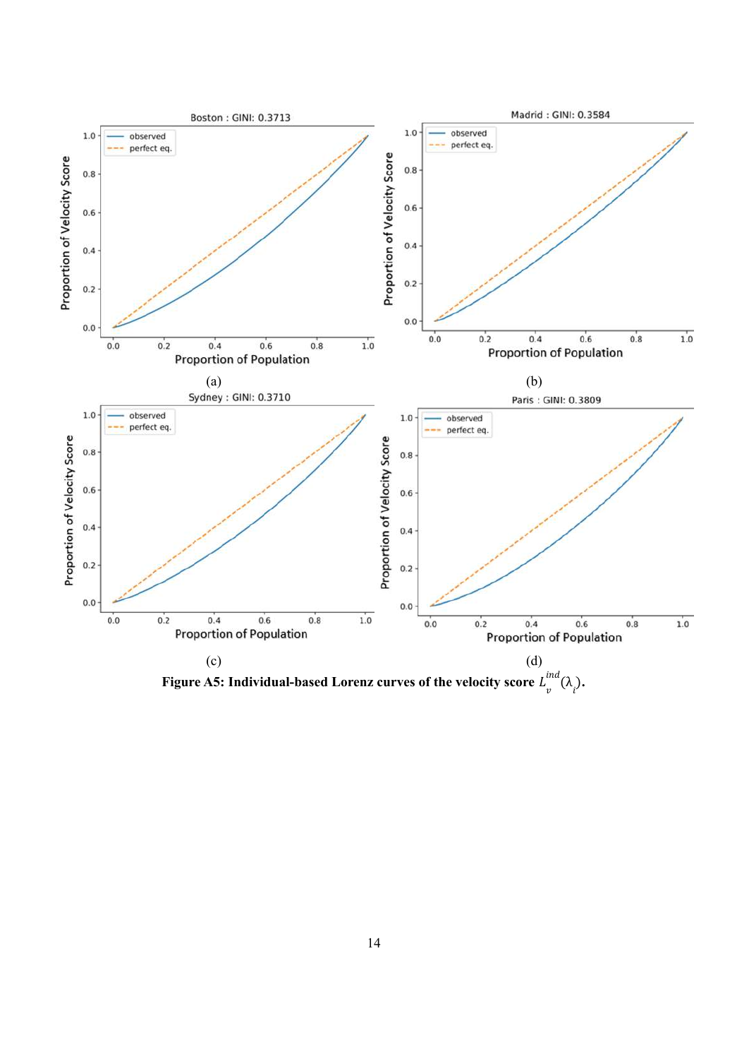Boston : GINI: 0.3713

observed

perfect eq.

Proportion of Velocity Score

Proportion of Population

0.0 0.2 0.4 0.6 0.8 1.0

(a)

Madrid : GINI: 0.3584

observed

perfect eq.

Proportion of Velocity Score

Proportion of Population

0.0 0.2 0.4 0.6 0.8 1.0

(b)

Sydney : GINI: 0.3710

observed

perfect eq.

Proportion of Velocity Score

Proportion of Population

0.0 0.2 0.4 0.6 0.8 1.0

(c)

Paris : GINI: 0.3809

observed

perfect eq.

Proportion of Velocity Score

Proportion of Population

0.0 0.2 0.4 0.6 0.8 1.0

(d)

**Figure A5: Individual-based Lorenz curves of the velocity score $L_v^{ind}(\lambda_i)$.**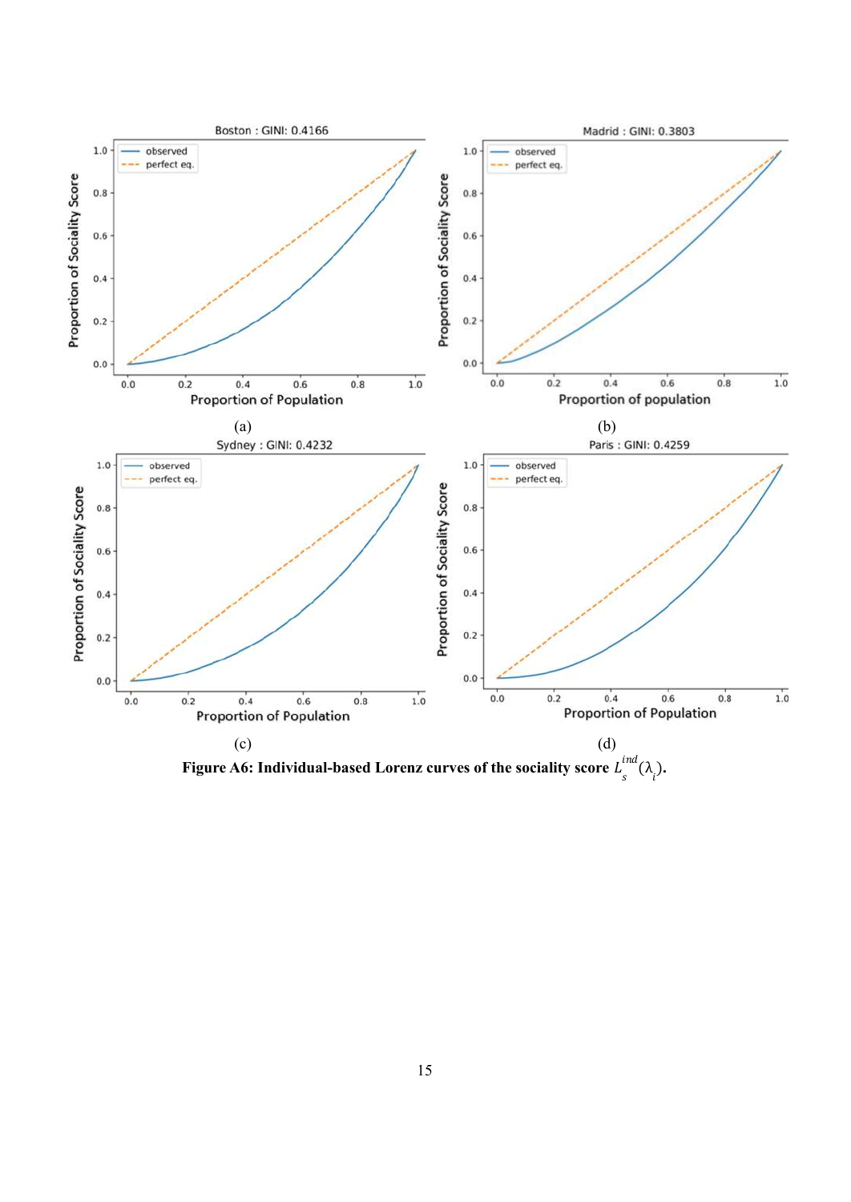Boston : GINI: 0.4166

observed
perfect eq.

Proportion of Sociality Score

Proportion of Population

0.0 0.2 0.4 0.6 0.8 1.0

(a)

Madrid : GINI: 0.3803

observed
perfect eq.

Proportion of Sociality Score

Proportion of population

0.0 0.2 0.4 0.6 0.8 1.0

(b)

Sydney : GINI: 0.4232

observed
perfect eq.

Proportion of Sociality Score

Proportion of Population

0.0 0.2 0.4 0.6 0.8 1.0

(c)

Paris : GINI: 0.4259

observed
perfect eq.

Proportion of Sociality Score

Proportion of Population

0.0 0.2 0.4 0.6 0.8 1.0

(d)

**Figure A6: Individual-based Lorenz curves of the sociality score $L_s^{ind}(\lambda_i)$.**